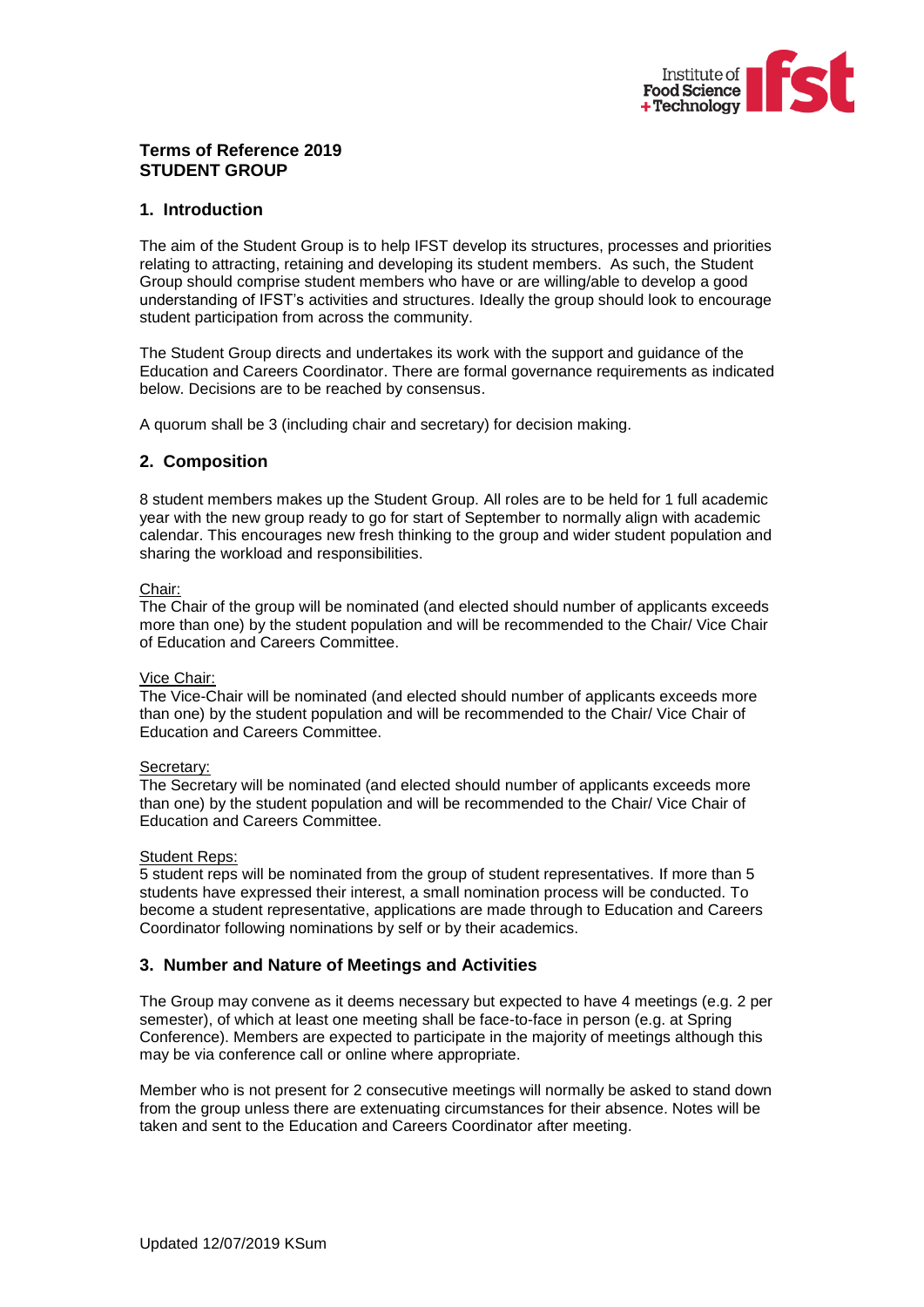**Terms of Reference 2019**
**STUDENT GROUP**

## 1. Introduction

The aim of the Student Group is to help IFST develop its structures, processes and priorities relating to attracting, retaining and developing its student members. As such, the Student Group should comprise student members who have or are willing/able to develop a good understanding of IFST's activities and structures. Ideally the group should look to encourage student participation from across the community.

The Student Group directs and undertakes its work with the support and guidance of the Education and Careers Coordinator. There are formal governance requirements as indicated below. Decisions are to be reached by consensus.

A quorum shall be 3 (including chair and secretary) for decision making.

## 2. Composition

8 student members makes up the Student Group. All roles are to be held for 1 full academic year with the new group ready to go for start of September to normally align with academic calendar. This encourages new fresh thinking to the group and wider student population and sharing the workload and responsibilities.

Chair:
The Chair of the group will be nominated (and elected should number of applicants exceeds more than one) by the student population and will be recommended to the Chair/ Vice Chair of Education and Careers Committee.

Vice Chair:
The Vice-Chair will be nominated (and elected should number of applicants exceeds more than one) by the student population and will be recommended to the Chair/ Vice Chair of Education and Careers Committee.

Secretary:
The Secretary will be nominated (and elected should number of applicants exceeds more than one) by the student population and will be recommended to the Chair/ Vice Chair of Education and Careers Committee.

Student Reps:
5 student reps will be nominated from the group of student representatives. If more than 5 students have expressed their interest, a small nomination process will be conducted. To become a student representative, applications are made through to Education and Careers Coordinator following nominations by self or by their academics.

## 3. Number and Nature of Meetings and Activities

The Group may convene as it deems necessary but expected to have 4 meetings (e.g. 2 per semester), of which at least one meeting shall be face-to-face in person (e.g. at Spring Conference). Members are expected to participate in the majority of meetings although this may be via conference call or online where appropriate.

Member who is not present for 2 consecutive meetings will normally be asked to stand down from the group unless there are extenuating circumstances for their absence. Notes will be taken and sent to the Education and Careers Coordinator after meeting.

Updated 12/07/2019 KSum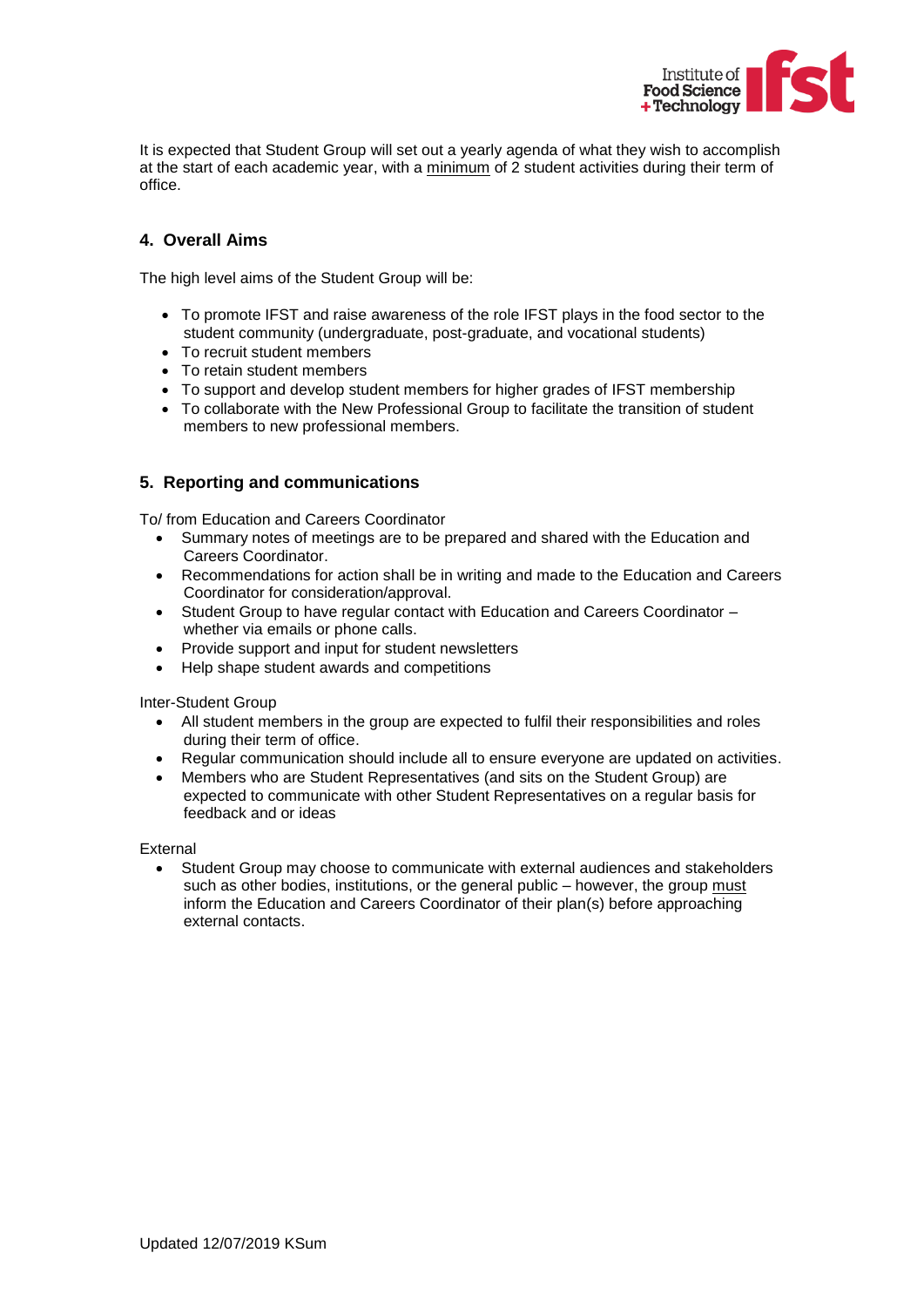It is expected that Student Group will set out a yearly agenda of what they wish to accomplish at the start of each academic year, with a minimum of 2 student activities during their term of office.

## 4. Overall Aims

The high level aims of the Student Group will be:

- To promote IFST and raise awareness of the role IFST plays in the food sector to the student community (undergraduate, post-graduate, and vocational students)
- To recruit student members
- To retain student members
- To support and develop student members for higher grades of IFST membership
- To collaborate with the New Professional Group to facilitate the transition of student members to new professional members.

## 5. Reporting and communications

To/ from Education and Careers Coordinator

- Summary notes of meetings are to be prepared and shared with the Education and Careers Coordinator.
- Recommendations for action shall be in writing and made to the Education and Careers Coordinator for consideration/approval.
- Student Group to have regular contact with Education and Careers Coordinator – whether via emails or phone calls.
- Provide support and input for student newsletters
- Help shape student awards and competitions

Inter-Student Group

- All student members in the group are expected to fulfil their responsibilities and roles during their term of office.
- Regular communication should include all to ensure everyone are updated on activities.
- Members who are Student Representatives (and sits on the Student Group) are expected to communicate with other Student Representatives on a regular basis for feedback and or ideas

External

- Student Group may choose to communicate with external audiences and stakeholders such as other bodies, institutions, or the general public – however, the group must inform the Education and Careers Coordinator of their plan(s) before approaching external contacts.

Updated 12/07/2019 KSum